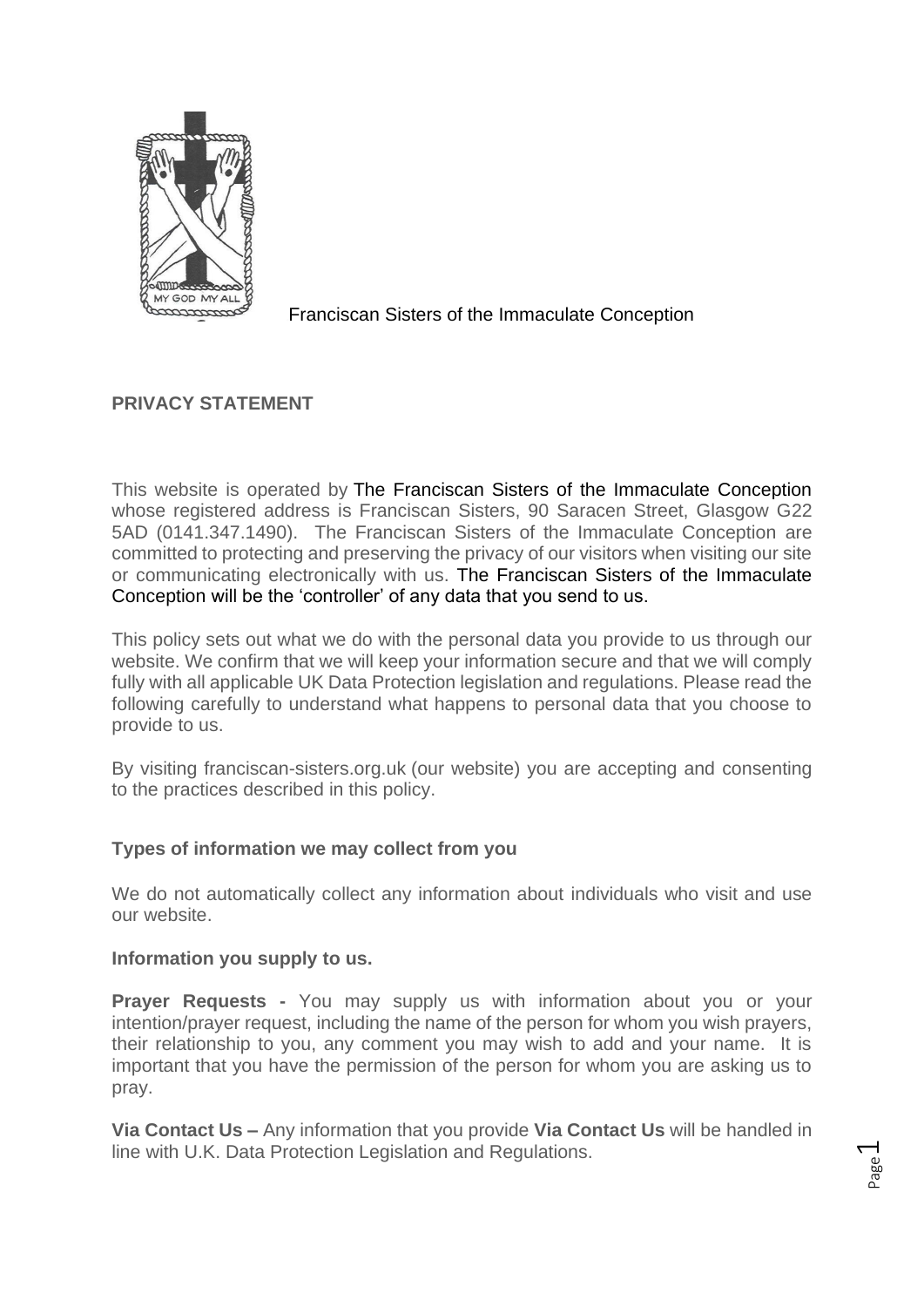Franciscan Sisters of the Immaculate Conception

## PRIVACY STATEMENT

This website is operated by The Franciscan Sisters of the Immaculate Conception whose registered address is Franciscan Sisters, 90 Saracen Street, Glasgow G22 5AD (0141.347.1490). The Franciscan Sisters of the Immaculate Conception are committed to protecting and preserving the privacy of our visitors when visiting our site or communicating electronically with us. The Franciscan Sisters of the Immaculate Conception will be the 'controller' of any data that you send to us.

This policy sets out what we do with the personal data you provide to us through our website. We confirm that we will keep your information secure and that we will comply fully with all applicable UK Data Protection legislation and regulations. Please read the following carefully to understand what happens to personal data that you choose to provide to us.

By visiting franciscan-sisters.org.uk (our website) you are accepting and consenting to the practices described in this policy.

### Types of information we may collect from you

We do not automatically collect any information about individuals who visit and use our website.

**Information you supply to us.**

**Prayer Requests -** You may supply us with information about you or your intention/prayer request, including the name of the person for whom you wish prayers, their relationship to you, any comment you may wish to add and your name. It is important that you have the permission of the person for whom you are asking us to pray.

**Via Contact Us –** Any information that you provide **Via Contact Us** will be handled in line with U.K. Data Protection Legislation and Regulations.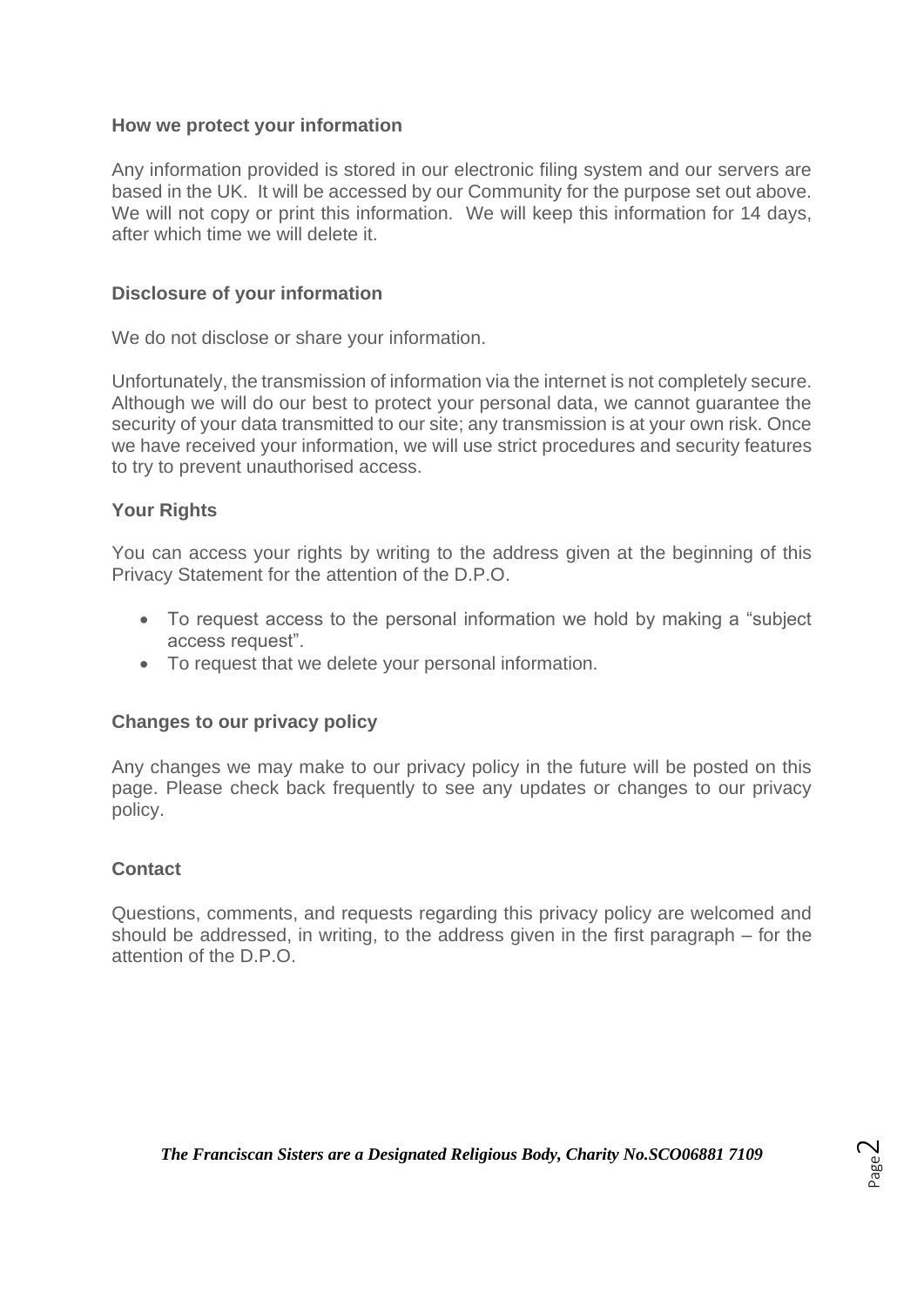### How we protect your information

Any information provided is stored in our electronic filing system and our servers are based in the UK. It will be accessed by our Community for the purpose set out above. We will not copy or print this information. We will keep this information for 14 days, after which time we will delete it.

### Disclosure of your information

We do not disclose or share your information.

Unfortunately, the transmission of information via the internet is not completely secure. Although we will do our best to protect your personal data, we cannot guarantee the security of your data transmitted to our site; any transmission is at your own risk. Once we have received your information, we will use strict procedures and security features to try to prevent unauthorised access.

### Your Rights

You can access your rights by writing to the address given at the beginning of this Privacy Statement for the attention of the D.P.O.

- To request access to the personal information we hold by making a "subject access request".
- To request that we delete your personal information.

### Changes to our privacy policy

Any changes we may make to our privacy policy in the future will be posted on this page. Please check back frequently to see any updates or changes to our privacy policy.

### Contact

Questions, comments, and requests regarding this privacy policy are welcomed and should be addressed, in writing, to the address given in the first paragraph – for the attention of the D.P.O.

***The Franciscan Sisters are a Designated Religious Body, Charity No.SCO06881 7109***